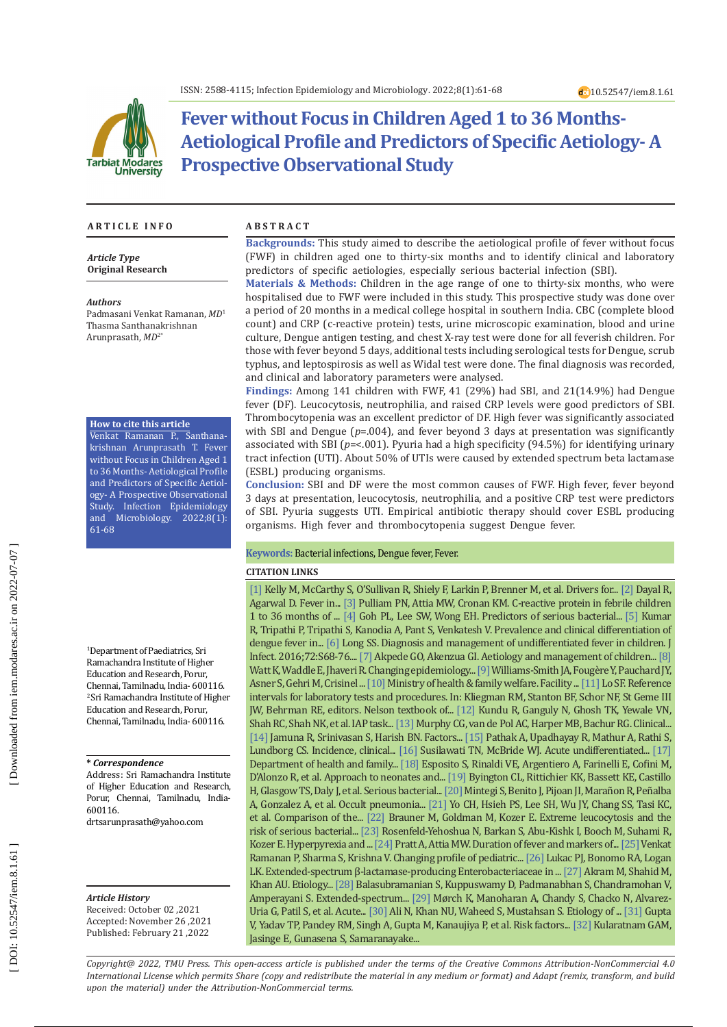# Fever without Focus in Children Aged 1 to 36 Months-Aetiological Profile and Predictors of Specific Aetiology- A Prospective Observational Study

## ARTICLE INFO

*Article Type*
**Original Research**

*Authors*
Padmasani Venkat Ramanan, *MD*[1]
Thasma Santhanakrishnan Arunprasath, *MD*[2*]

**How to cite this article**
Venkat Ramanan P., Santhanakrishnan Arunprasath T. Fever without Focus in Children Aged 1 to 36 Months- Aetiological Profile and Predictors of Specific Aetiology- A Prospective Observational Study. Infection Epidemiology and Microbiology. 2022;8(1): 61-68

[1]Department of Paediatrics, Sri Ramachandra Institute of Higher Education and Research, Porur, Chennai, Tamilnadu, India- 600116.
[2]Sri Ramachandra Institute of Higher Education and Research, Porur, Chennai, Tamilnadu, India- 600116.

**\* *Correspondence***
Address: Sri Ramachandra Institute of Higher Education and Research, Porur, Chennai, Tamilnadu, India- 600116.
drtsarunprasath@yahoo.com

***Article History***
Received: October 02 ,2021
Accepted: November 26 ,2021
Published: February 21 ,2022

## ABSTRACT

**Backgrounds:** This study aimed to describe the aetiological profile of fever without focus (FWF) in children aged one to thirty-six months and to identify clinical and laboratory predictors of specific aetiologies, especially serious bacterial infection (SBI).

**Materials & Methods:** Children in the age range of one to thirty-six months, who were hospitalised due to FWF were included in this study. This prospective study was done over a period of 20 months in a medical college hospital in southern India. CBC (complete blood count) and CRP (c-reactive protein) tests, urine microscopic examination, blood and urine culture, Dengue antigen testing, and chest X-ray test were done for all feverish children. For those with fever beyond 5 days, additional tests including serological tests for Dengue, scrub typhus, and leptospirosis as well as Widal test were done. The final diagnosis was recorded, and clinical and laboratory parameters were analysed.

**Findings:** Among 141 children with FWF, 41 (29%) had SBI, and 21(14.9%) had Dengue fever (DF). Leucocytosis, neutrophilia, and raised CRP levels were good predictors of SBI. Thrombocytopenia was an excellent predictor of DF. High fever was significantly associated with SBI and Dengue ($p$=.004), and fever beyond 3 days at presentation was significantly associated with SBI ($p$=<.001). Pyuria had a high specificity (94.5%) for identifying urinary tract infection (UTI). About 50% of UTIs were caused by extended spectrum beta lactamase (ESBL) producing organisms.

**Conclusion:** SBI and DF were the most common causes of FWF. High fever, fever beyond 3 days at presentation, leucocytosis, neutrophilia, and a positive CRP test were predictors of SBI. Pyuria suggests UTI. Empirical antibiotic therapy should cover ESBL producing organisms. High fever and thrombocytopenia suggest Dengue fever.

**Keywords:** Bacterial infections, Dengue fever, Fever.

**CITATION LINKS**

[1] Kelly M, McCarthy S, O'Sullivan R, Shiely F, Larkin P, Brenner M, et al. Drivers for... [2] Dayal R, Agarwal D. Fever in... [3] Pulliam PN, Attia MW, Cronan KM. C-reactive protein in febrile children 1 to 36 months of ... [4] Goh PL, Lee SW, Wong EH. Predictors of serious bacterial... [5] Kumar R, Tripathi P, Tripathi S, Kanodia A, Pant S, Venkatesh V. Prevalence and clinical differentiation of dengue fever in... [6] Long SS. Diagnosis and management of undifferentiated fever in children. J Infect. 2016;72:S68-76.... [7] Akpede GO, Akenzua GI. Aetiology and management of children... [8] Watt K, Waddle E, Jhaveri R. Changing epidemiology... [9] Williams-Smith JA, Fougère Y, Pauchard JY, Asner S, Gehri M, Crisinel ... [10] Ministry of health & family welfare. Facility ... [11] Lo SF. Reference intervals for laboratory tests and procedures. In: Kliegman RM, Stanton BF, St Geme III JW, Behrman RE, editors. Nelson textbook of... [12] Kundu R, Ganguly N, Ghosh TK, Yewale VN, Shah RC, Shah NK, et al. IAP task... [13] Murphy CG, van de Pol AC, Harper MB, Bachur RG. Clinical... [14] Jamuna R, Srinivasan S, Harish BN. Factors... [15] Pathak A, Upadhayay R, Mathur A, Rathi S, Lundborg CS. Incidence, clinical... [16] Susilawati TN, McBride WJ. Acute undifferentiated... [17] Department of health and family... [18] Esposito S, Rinaldi VE, Argentiero A, Farinelli E, Cofini M, D'Alonzo R, et al. Approach to neonates and... [19] Byington CL, Rittichier KK, Bassett KE, Castillo H, Glasgow TS, Daly J, et al. Serious bacterial... [20] Mintegi S, Benito J, Pijoan JI, Marañon R, Peñalba A, Gonzalez A, et al. Occult pneumonia... [21] Yo CH, Hsieh PS, Lee SH, Wu JY, Chang SS, Tasi KC, et al. Comparison of the... [22] Brauner M, Goldman M, Kozer E. Extreme leucocytosis and the risk of serious bacterial... [23] Rosenfeld-Yehoshua N, Barkan S, Abu-Kishk I, Booch M, Suhami R, Kozer E. Hyperpyrexia and ... [24] Pratt A, Attia MW. Duration of fever and markers of... [25] Venkat Ramanan P, Sharma S, Krishna V. Changing profile of pediatric... [26] Lukac PJ, Bonomo RA, Logan LK. Extended-spectrum β-lactamase-producing Enterobacteriaceae in ... [27] Akram M, Shahid M, Khan AU. Etiology... [28] Balasubramanian S, Kuppuswamy D, Padmanabhan S, Chandramohan V, Amperayani S. Extended-spectrum... [29] Mørch K, Manoharan A, Chandy S, Chacko N, Alvarez-Uria G, Patil S, et al. Acute... [30] Ali N, Khan NU, Waheed S, Mustahsan S. Etiology of ... [31] Gupta V, Yadav TP, Pandey RM, Singh A, Gupta M, Kanaujiya P, et al. Risk factors... [32] Kularatnam GAM, Jasinge E, Gunasena S, Samaranayake...

*Copyright@ 2022, TMU Press. This open-access article is published under the terms of the Creative Commons Attribution-NonCommercial 4.0 International License which permits Share (copy and redistribute the material in any medium or format) and Adapt (remix, transform, and build upon the material) under the Attribution-NonCommercial terms.*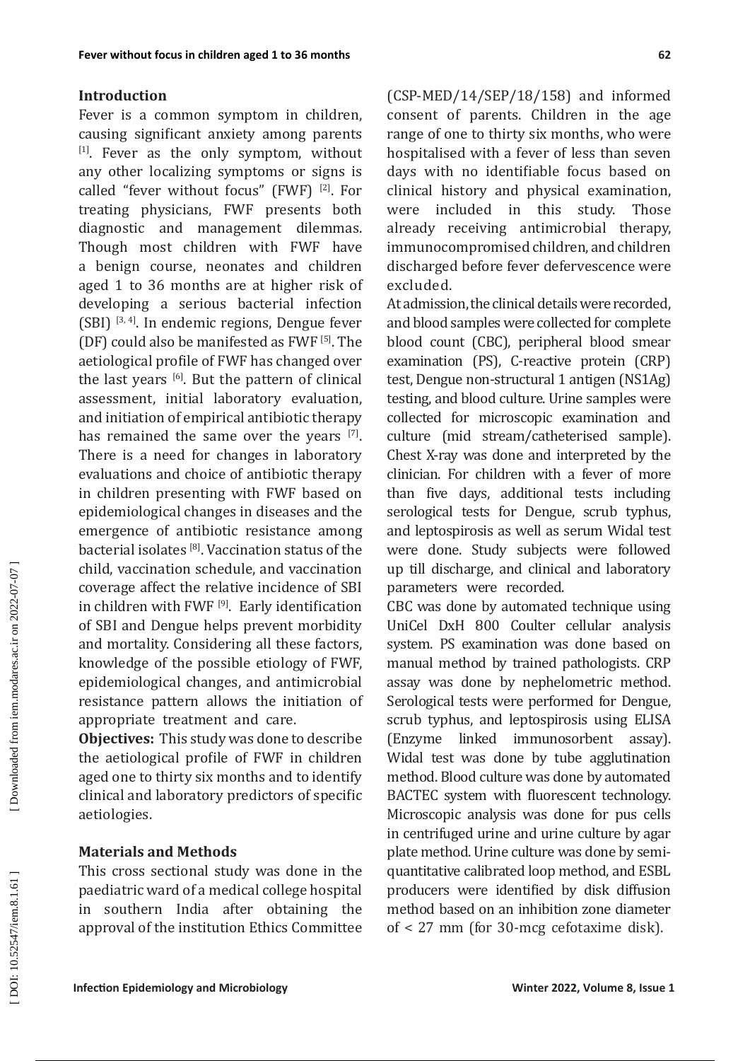## Introduction

Fever is a common symptom in children, causing significant anxiety among parents [1]. Fever as the only symptom, without any other localizing symptoms or signs is called "fever without focus" (FWF) [2]. For treating physicians, FWF presents both diagnostic and management dilemmas. Though most children with FWF have a benign course, neonates and children aged 1 to 36 months are at higher risk of developing a serious bacterial infection (SBI) [3, 4]. In endemic regions, Dengue fever (DF) could also be manifested as FWF [5]. The aetiological profile of FWF has changed over the last years [6]. But the pattern of clinical assessment, initial laboratory evaluation, and initiation of empirical antibiotic therapy has remained the same over the years [7]. There is a need for changes in laboratory evaluations and choice of antibiotic therapy in children presenting with FWF based on epidemiological changes in diseases and the emergence of antibiotic resistance among bacterial isolates [8]. Vaccination status of the child, vaccination schedule, and vaccination coverage affect the relative incidence of SBI in children with FWF [9]. Early identification of SBI and Dengue helps prevent morbidity and mortality. Considering all these factors, knowledge of the possible etiology of FWF, epidemiological changes, and antimicrobial resistance pattern allows the initiation of appropriate treatment and care.

**Objectives:** This study was done to describe the aetiological profile of FWF in children aged one to thirty six months and to identify clinical and laboratory predictors of specific aetiologies.

## Materials and Methods

This cross sectional study was done in the paediatric ward of a medical college hospital in southern India after obtaining the approval of the institution Ethics Committee (CSP-MED/14/SEP/18/158) and informed consent of parents. Children in the age range of one to thirty six months, who were hospitalised with a fever of less than seven days with no identifiable focus based on clinical history and physical examination, were included in this study. Those already receiving antimicrobial therapy, immunocompromised children, and children discharged before fever defervescence were excluded.

At admission, the clinical details were recorded, and blood samples were collected for complete blood count (CBC), peripheral blood smear examination (PS), C-reactive protein (CRP) test, Dengue non-structural 1 antigen (NS1Ag) testing, and blood culture. Urine samples were collected for microscopic examination and culture (mid stream/catheterised sample). Chest X-ray was done and interpreted by the clinician. For children with a fever of more than five days, additional tests including serological tests for Dengue, scrub typhus, and leptospirosis as well as serum Widal test were done. Study subjects were followed up till discharge, and clinical and laboratory parameters were recorded.

CBC was done by automated technique using UniCel DxH 800 Coulter cellular analysis system. PS examination was done based on manual method by trained pathologists. CRP assay was done by nephelometric method. Serological tests were performed for Dengue, scrub typhus, and leptospirosis using ELISA (Enzyme linked immunosorbent assay). Widal test was done by tube agglutination method. Blood culture was done by automated BACTEC system with fluorescent technology. Microscopic analysis was done for pus cells in centrifuged urine and urine culture by agar plate method. Urine culture was done by semi-quantitative calibrated loop method, and ESBL producers were identified by disk diffusion method based on an inhibition zone diameter of < 27 mm (for 30-mcg cefotaxime disk).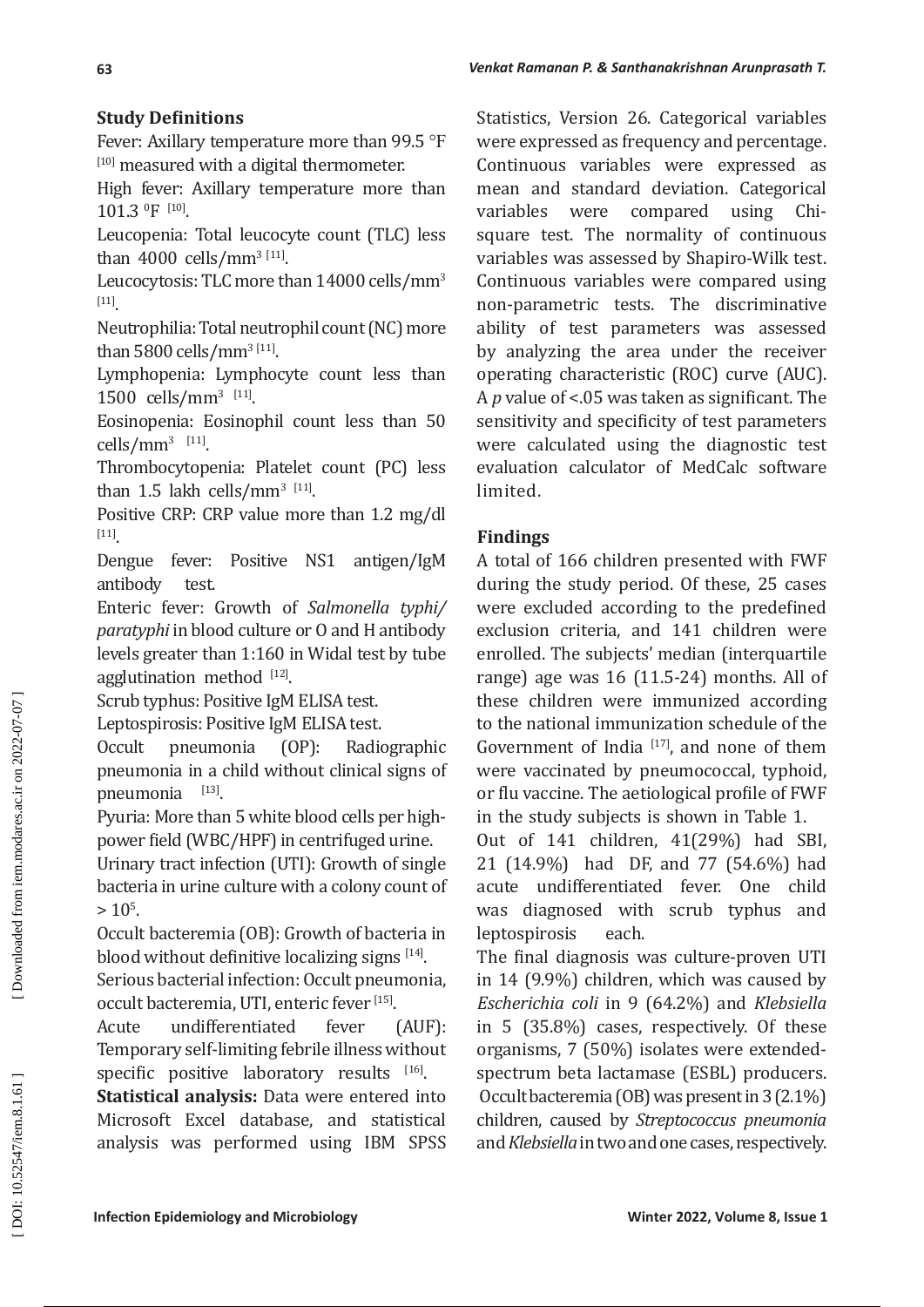### Study Definitions

Fever: Axillary temperature more than 99.5 °F [10] measured with a digital thermometer.

High fever: Axillary temperature more than 101.3 ⁰F [10].

Leucopenia: Total leucocyte count (TLC) less than 4000 cells/mm$^3$ [11].

Leucocytosis: TLC more than 14000 cells/mm$^3$ [11].

Neutrophilia: Total neutrophil count (NC) more than 5800 cells/mm$^3$ [11].

Lymphopenia: Lymphocyte count less than 1500 cells/mm$^3$ [11].

Eosinopenia: Eosinophil count less than 50 cells/mm$^3$ [11].

Thrombocytopenia: Platelet count (PC) less than 1.5 lakh cells/mm$^3$ [11].

Positive CRP: CRP value more than 1.2 mg/dl [11].

Dengue fever: Positive NS1 antigen/IgM antibody test.

Enteric fever: Growth of *Salmonella typhi/ paratyphi* in blood culture or O and H antibody levels greater than 1:160 in Widal test by tube agglutination method [12].

Scrub typhus: Positive IgM ELISA test.

Leptospirosis: Positive IgM ELISA test.

Occult pneumonia (OP): Radiographic pneumonia in a child without clinical signs of pneumonia [13].

Pyuria: More than 5 white blood cells per high-power field (WBC/HPF) in centrifuged urine.

Urinary tract infection (UTI): Growth of single bacteria in urine culture with a colony count of $> 10^5$.

Occult bacteremia (OB): Growth of bacteria in blood without definitive localizing signs [14].

Serious bacterial infection: Occult pneumonia, occult bacteremia, UTI, enteric fever [15].

Acute undifferentiated fever (AUF): Temporary self-limiting febrile illness without specific positive laboratory results [16].

**Statistical analysis:** Data were entered into Microsoft Excel database, and statistical analysis was performed using IBM SPSS Statistics, Version 26. Categorical variables were expressed as frequency and percentage. Continuous variables were expressed as mean and standard deviation. Categorical variables were compared using Chi-square test. The normality of continuous variables was assessed by Shapiro-Wilk test. Continuous variables were compared using non-parametric tests. The discriminative ability of test parameters was assessed by analyzing the area under the receiver operating characteristic (ROC) curve (AUC). A *p* value of <.05 was taken as significant. The sensitivity and specificity of test parameters were calculated using the diagnostic test evaluation calculator of MedCalc software limited.

### Findings

A total of 166 children presented with FWF during the study period. Of these, 25 cases were excluded according to the predefined exclusion criteria, and 141 children were enrolled. The subjects' median (interquartile range) age was 16 (11.5-24) months. All of these children were immunized according to the national immunization schedule of the Government of India [17], and none of them were vaccinated by pneumococcal, typhoid, or flu vaccine. The aetiological profile of FWF in the study subjects is shown in Table 1.

Out of 141 children, 41(29%) had SBI, 21 (14.9%) had DF, and 77 (54.6%) had acute undifferentiated fever. One child was diagnosed with scrub typhus and leptospirosis each.

The final diagnosis was culture-proven UTI in 14 (9.9%) children, which was caused by *Escherichia coli* in 9 (64.2%) and *Klebsiella* in 5 (35.8%) cases, respectively. Of these organisms, 7 (50%) isolates were extended-spectrum beta lactamase (ESBL) producers. Occult bacteremia (OB) was present in 3 (2.1%) children, caused by *Streptococcus pneumonia* and *Klebsiella* in two and one cases, respectively.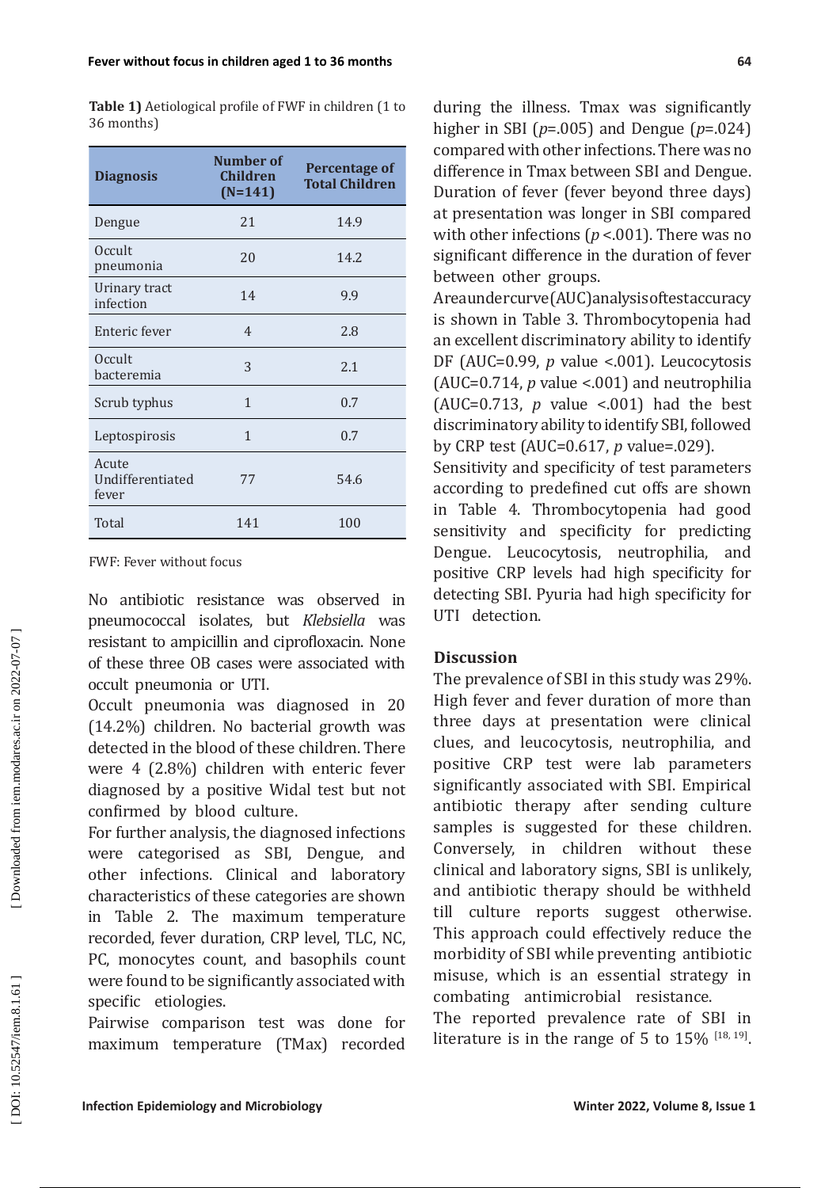**Table 1)** Aetiological profile of FWF in children (1 to 36 months)

| Diagnosis | Number of Children (N=141) | Percentage of Total Children |
|---|---|---|
| Dengue | 21 | 14.9 |
| Occult pneumonia | 20 | 14.2 |
| Urinary tract infection | 14 | 9.9 |
| Enteric fever | 4 | 2.8 |
| Occult bacteremia | 3 | 2.1 |
| Scrub typhus | 1 | 0.7 |
| Leptospirosis | 1 | 0.7 |
| Acute Undifferentiated fever | 77 | 54.6 |
| Total | 141 | 100 |

FWF: Fever without focus

No antibiotic resistance was observed in pneumococcal isolates, but *Klebsiella* was resistant to ampicillin and ciprofloxacin. None of these three OB cases were associated with occult pneumonia or UTI.

Occult pneumonia was diagnosed in 20 (14.2%) children. No bacterial growth was detected in the blood of these children. There were 4 (2.8%) children with enteric fever diagnosed by a positive Widal test but not confirmed by blood culture.

For further analysis, the diagnosed infections were categorised as SBI, Dengue, and other infections. Clinical and laboratory characteristics of these categories are shown in Table 2. The maximum temperature recorded, fever duration, CRP level, TLC, NC, PC, monocytes count, and basophils count were found to be significantly associated with specific etiologies.

Pairwise comparison test was done for maximum temperature (TMax) recorded during the illness. Tmax was significantly higher in SBI ($p$=.005) and Dengue ($p$=.024) compared with other infections. There was no difference in Tmax between SBI and Dengue. Duration of fever (fever beyond three days) at presentation was longer in SBI compared with other infections ($p$ <.001). There was no significant difference in the duration of fever between other groups.

Area under curve (AUC) analysis of test accuracy is shown in Table 3. Thrombocytopenia had an excellent discriminatory ability to identify DF (AUC=0.99, $p$ value <.001). Leucocytosis (AUC=0.714, $p$ value <.001) and neutrophilia (AUC=0.713, $p$ value <.001) had the best discriminatory ability to identify SBI, followed by CRP test (AUC=0.617, $p$ value=.029).

Sensitivity and specificity of test parameters according to predefined cut offs are shown in Table 4. Thrombocytopenia had good sensitivity and specificity for predicting Dengue. Leucocytosis, neutrophilia, and positive CRP levels had high specificity for detecting SBI. Pyuria had high specificity for UTI detection.

## Discussion

The prevalence of SBI in this study was 29%. High fever and fever duration of more than three days at presentation were clinical clues, and leucocytosis, neutrophilia, and positive CRP test were lab parameters significantly associated with SBI. Empirical antibiotic therapy after sending culture samples is suggested for these children. Conversely, in children without these clinical and laboratory signs, SBI is unlikely, and antibiotic therapy should be withheld till culture reports suggest otherwise. This approach could effectively reduce the morbidity of SBI while preventing antibiotic misuse, which is an essential strategy in combating antimicrobial resistance.

The reported prevalence rate of SBI in literature is in the range of 5 to 15% [18, 19].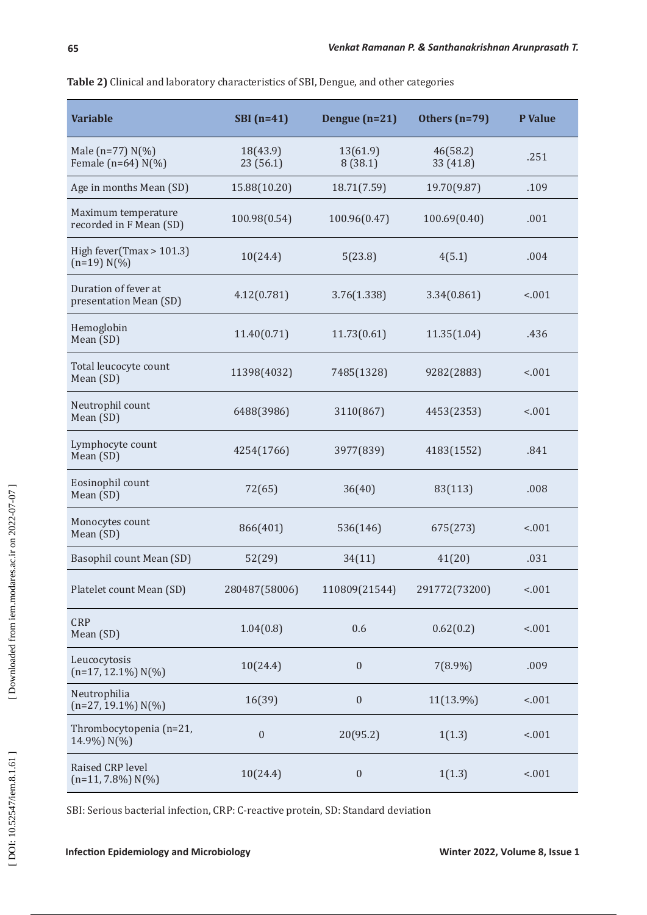**Table 2)** Clinical and laboratory characteristics of SBI, Dengue, and other categories

| Variable | SBI (n=41) | Dengue (n=21) | Others (n=79) | P Value |
|---|---|---|---|---|
| Male (n=77) N(%)<br>Female (n=64) N(%) | 18(43.9)<br>23 (56.1) | 13(61.9)<br>8 (38.1) | 46(58.2)<br>33 (41.8) | .251 |
| Age in months Mean (SD) | 15.88(10.20) | 18.71(7.59) | 19.70(9.87) | .109 |
| Maximum temperature recorded in F Mean (SD) | 100.98(0.54) | 100.96(0.47) | 100.69(0.40) | .001 |
| High fever(Tmax > 101.3) (n=19) N(%) | 10(24.4) | 5(23.8) | 4(5.1) | .004 |
| Duration of fever at presentation Mean (SD) | 4.12(0.781) | 3.76(1.338) | 3.34(0.861) | <.001 |
| Hemoglobin Mean (SD) | 11.40(0.71) | 11.73(0.61) | 11.35(1.04) | .436 |
| Total leucocyte count Mean (SD) | 11398(4032) | 7485(1328) | 9282(2883) | <.001 |
| Neutrophil count Mean (SD) | 6488(3986) | 3110(867) | 4453(2353) | <.001 |
| Lymphocyte count Mean (SD) | 4254(1766) | 3977(839) | 4183(1552) | .841 |
| Eosinophil count Mean (SD) | 72(65) | 36(40) | 83(113) | .008 |
| Monocytes count Mean (SD) | 866(401) | 536(146) | 675(273) | <.001 |
| Basophil count Mean (SD) | 52(29) | 34(11) | 41(20) | .031 |
| Platelet count Mean (SD) | 280487(58006) | 110809(21544) | 291772(73200) | <.001 |
| CRP Mean (SD) | 1.04(0.8) | 0.6 | 0.62(0.2) | <.001 |
| Leucocytosis (n=17, 12.1%) N(%) | 10(24.4) | 0 | 7(8.9%) | .009 |
| Neutrophilia (n=27, 19.1%) N(%) | 16(39) | 0 | 11(13.9%) | <.001 |
| Thrombocytopenia (n=21, 14.9%) N(%) | 0 | 20(95.2) | 1(1.3) | <.001 |
| Raised CRP level (n=11, 7.8%) N(%) | 10(24.4) | 0 | 1(1.3) | <.001 |

SBI: Serious bacterial infection, CRP: C-reactive protein, SD: Standard deviation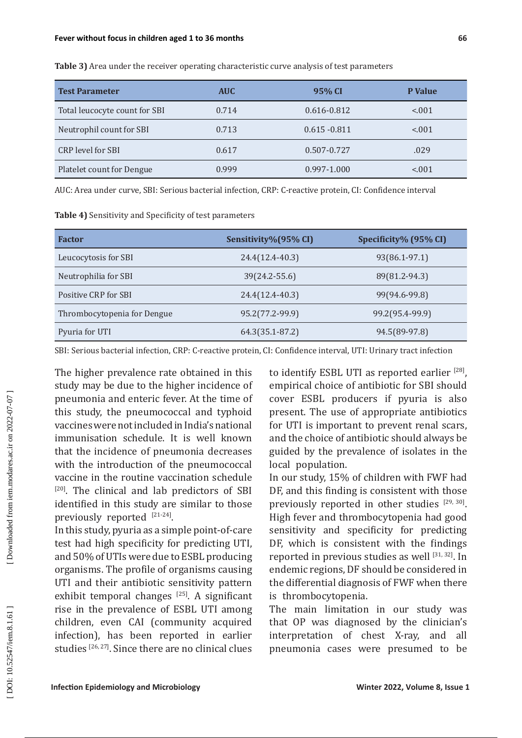**Table 3)** Area under the receiver operating characteristic curve analysis of test parameters

| Test Parameter | AUC | 95% CI | P Value |
|---|---|---|---|
| Total leucocyte count for SBI | 0.714 | 0.616-0.812 | <.001 |
| Neutrophil count for SBI | 0.713 | 0.615 -0.811 | <.001 |
| CRP level for SBI | 0.617 | 0.507-0.727 | .029 |
| Platelet count for Dengue | 0.999 | 0.997-1.000 | <.001 |

AUC: Area under curve, SBI: Serious bacterial infection, CRP: C-reactive protein, CI: Confidence interval

**Table 4)** Sensitivity and Specificity of test parameters

| Factor | Sensitivity%(95% CI) | Specificity% (95% CI) |
|---|---|---|
| Leucocytosis for SBI | 24.4(12.4-40.3) | 93(86.1-97.1) |
| Neutrophilia for SBI | 39(24.2-55.6) | 89(81.2-94.3) |
| Positive CRP for SBI | 24.4(12.4-40.3) | 99(94.6-99.8) |
| Thrombocytopenia for Dengue | 95.2(77.2-99.9) | 99.2(95.4-99.9) |
| Pyuria for UTI | 64.3(35.1-87.2) | 94.5(89-97.8) |

SBI: Serious bacterial infection, CRP: C-reactive protein, CI: Confidence interval, UTI: Urinary tract infection

The higher prevalence rate obtained in this study may be due to the higher incidence of pneumonia and enteric fever. At the time of this study, the pneumococcal and typhoid vaccines were not included in India's national immunisation schedule. It is well known that the incidence of pneumonia decreases with the introduction of the pneumococcal vaccine in the routine vaccination schedule [20]. The clinical and lab predictors of SBI identified in this study are similar to those previously reported [21-24].

In this study, pyuria as a simple point-of-care test had high specificity for predicting UTI, and 50% of UTIs were due to ESBL producing organisms. The profile of organisms causing UTI and their antibiotic sensitivity pattern exhibit temporal changes [25]. A significant rise in the prevalence of ESBL UTI among children, even CAI (community acquired infection), has been reported in earlier studies [26, 27]. Since there are no clinical clues to identify ESBL UTI as reported earlier [28], empirical choice of antibiotic for SBI should cover ESBL producers if pyuria is also present. The use of appropriate antibiotics for UTI is important to prevent renal scars, and the choice of antibiotic should always be guided by the prevalence of isolates in the local population.

In our study, 15% of children with FWF had DF, and this finding is consistent with those previously reported in other studies [29, 30]. High fever and thrombocytopenia had good sensitivity and specificity for predicting DF, which is consistent with the findings reported in previous studies as well [31, 32]. In endemic regions, DF should be considered in the differential diagnosis of FWF when there is thrombocytopenia.

The main limitation in our study was that OP was diagnosed by the clinician's interpretation of chest X-ray, and all pneumonia cases were presumed to be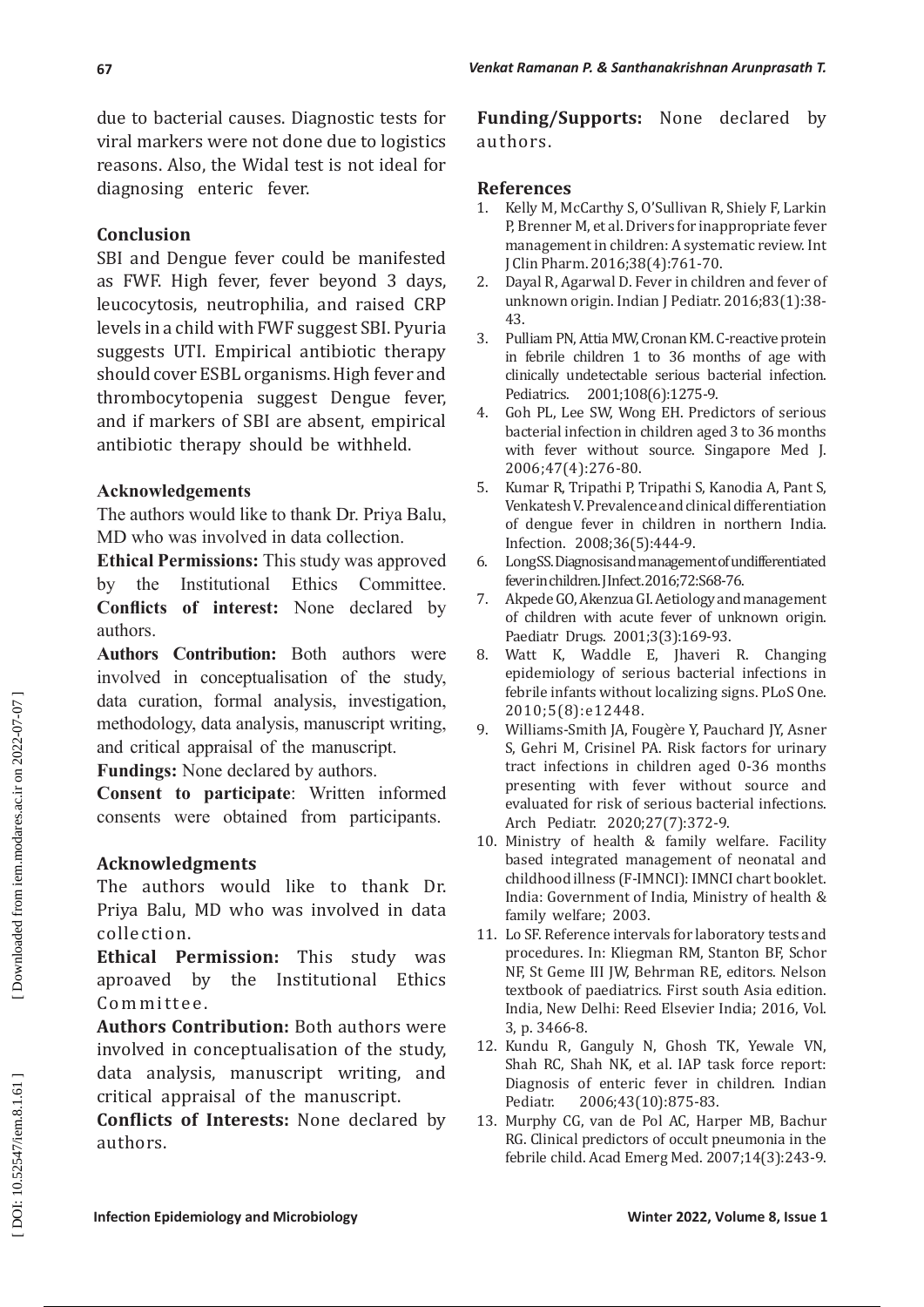due to bacterial causes. Diagnostic tests for viral markers were not done due to logistics reasons. Also, the Widal test is not ideal for diagnosing enteric fever.

## Conclusion

SBI and Dengue fever could be manifested as FWF. High fever, fever beyond 3 days, leucocytosis, neutrophilia, and raised CRP levels in a child with FWF suggest SBI. Pyuria suggests UTI. Empirical antibiotic therapy should cover ESBL organisms. High fever and thrombocytopenia suggest Dengue fever, and if markers of SBI are absent, empirical antibiotic therapy should be withheld.

## Acknowledgements

The authors would like to thank Dr. Priya Balu, MD who was involved in data collection.

**Ethical Permissions:** This study was approved by the Institutional Ethics Committee.

**Conflicts of interest:** None declared by authors.

**Authors Contribution:** Both authors were involved in conceptualisation of the study, data curation, formal analysis, investigation, methodology, data analysis, manuscript writing, and critical appraisal of the manuscript.

**Fundings:** None declared by authors.

**Consent to participate**: Written informed consents were obtained from participants.

## Acknowledgments

The authors would like to thank Dr. Priya Balu, MD who was involved in data collection.

**Ethical Permission:** This study was aproaved by the Institutional Ethics Committee.

**Authors Contribution:** Both authors were involved in conceptualisation of the study, data analysis, manuscript writing, and critical appraisal of the manuscript.

**Conflicts of Interests:** None declared by authors.

**Funding/Supports:** None declared by authors.

## References

1. Kelly M, McCarthy S, O'Sullivan R, Shiely F, Larkin P, Brenner M, et al. Drivers for inappropriate fever management in children: A systematic review. Int J Clin Pharm. 2016;38(4):761-70.
2. Dayal R, Agarwal D. Fever in children and fever of unknown origin. Indian J Pediatr. 2016;83(1):38-43.
3. Pulliam PN, Attia MW, Cronan KM. C-reactive protein in febrile children 1 to 36 months of age with clinically undetectable serious bacterial infection. Pediatrics. 2001;108(6):1275-9.
4. Goh PL, Lee SW, Wong EH. Predictors of serious bacterial infection in children aged 3 to 36 months with fever without source. Singapore Med J. 2006;47(4):276-80.
5. Kumar R, Tripathi P, Tripathi S, Kanodia A, Pant S, Venkatesh V. Prevalence and clinical differentiation of dengue fever in children in northern India. Infection. 2008;36(5):444-9.
6. Long SS. Diagnosis and management of undifferentiated fever in children. J Infect. 2016;72:S68-76.
7. Akpede GO, Akenzua GI. Aetiology and management of children with acute fever of unknown origin. Paediatr Drugs. 2001;3(3):169-93.
8. Watt K, Waddle E, Jhaveri R. Changing epidemiology of serious bacterial infections in febrile infants without localizing signs. PLoS One. 2010;5(8):e12448.
9. Williams-Smith JA, Fougère Y, Pauchard JY, Asner S, Gehri M, Crisinel PA. Risk factors for urinary tract infections in children aged 0-36 months presenting with fever without source and evaluated for risk of serious bacterial infections. Arch Pediatr. 2020;27(7):372-9.
10. Ministry of health & family welfare. Facility based integrated management of neonatal and childhood illness (F-IMNCI): IMNCI chart booklet. India: Government of India, Ministry of health & family welfare; 2003.
11. Lo SF. Reference intervals for laboratory tests and procedures. In: Kliegman RM, Stanton BF, Schor NF, St Geme III JW, Behrman RE, editors. Nelson textbook of paediatrics. First south Asia edition. India, New Delhi: Reed Elsevier India; 2016, Vol. 3, p. 3466-8.
12. Kundu R, Ganguly N, Ghosh TK, Yewale VN, Shah RC, Shah NK, et al. IAP task force report: Diagnosis of enteric fever in children. Indian Pediatr. 2006;43(10):875-83.
13. Murphy CG, van de Pol AC, Harper MB, Bachur RG. Clinical predictors of occult pneumonia in the febrile child. Acad Emerg Med. 2007;14(3):243-9.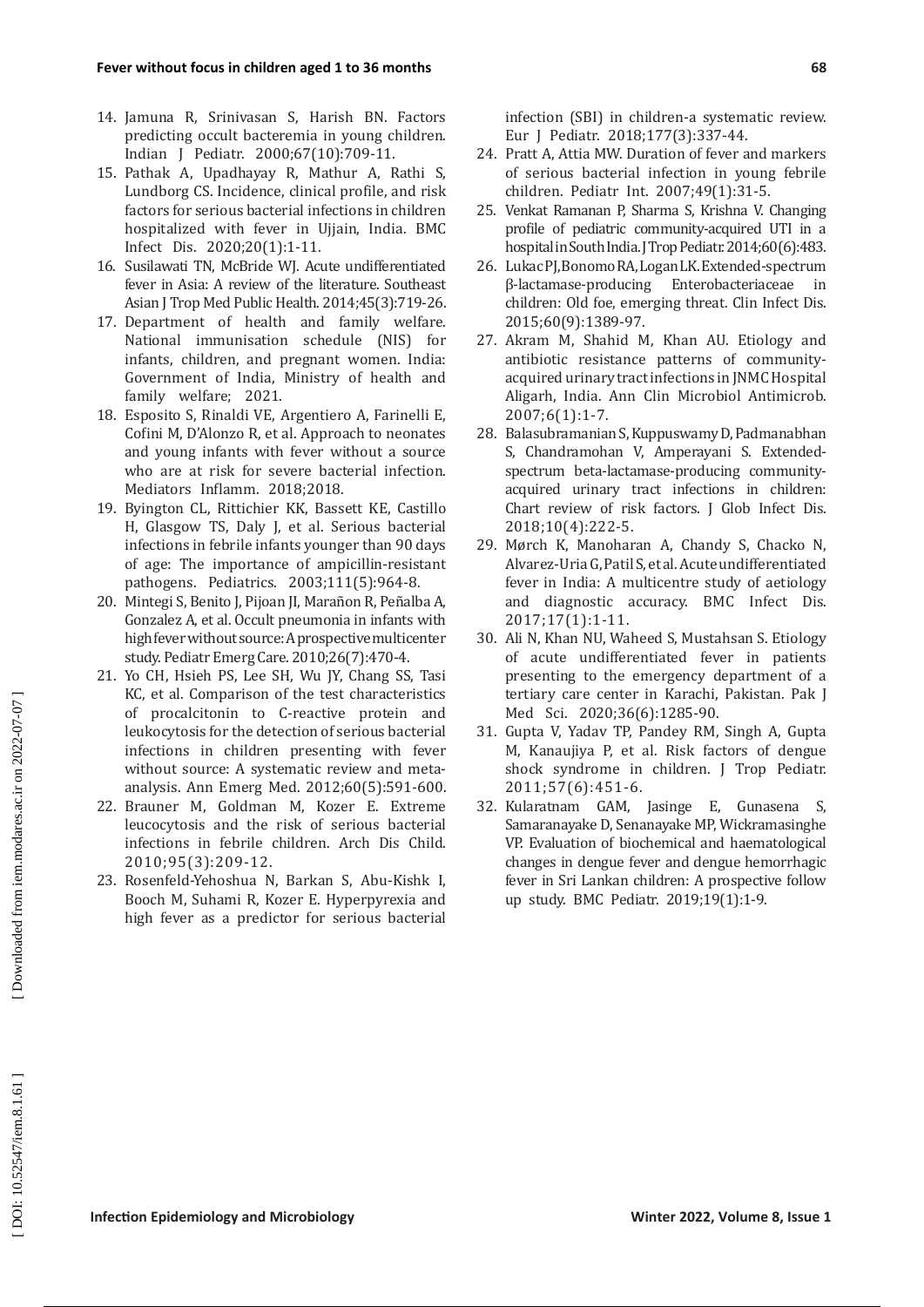14. Jamuna R, Srinivasan S, Harish BN. Factors predicting occult bacteremia in young children. Indian J Pediatr. 2000;67(10):709-11.
15. Pathak A, Upadhayay R, Mathur A, Rathi S, Lundborg CS. Incidence, clinical profile, and risk factors for serious bacterial infections in children hospitalized with fever in Ujjain, India. BMC Infect Dis. 2020;20(1):1-11.
16. Susilawati TN, McBride WJ. Acute undifferentiated fever in Asia: A review of the literature. Southeast Asian J Trop Med Public Health. 2014;45(3):719-26.
17. Department of health and family welfare. National immunisation schedule (NIS) for infants, children, and pregnant women. India: Government of India, Ministry of health and family welfare; 2021.
18. Esposito S, Rinaldi VE, Argentiero A, Farinelli E, Cofini M, D'Alonzo R, et al. Approach to neonates and young infants with fever without a source who are at risk for severe bacterial infection. Mediators Inflamm. 2018;2018.
19. Byington CL, Rittichier KK, Bassett KE, Castillo H, Glasgow TS, Daly J, et al. Serious bacterial infections in febrile infants younger than 90 days of age: The importance of ampicillin-resistant pathogens. Pediatrics. 2003;111(5):964-8.
20. Mintegi S, Benito J, Pijoan JI, Marañon R, Peñalba A, Gonzalez A, et al. Occult pneumonia in infants with high fever without source: A prospective multicenter study. Pediatr Emerg Care. 2010;26(7):470-4.
21. Yo CH, Hsieh PS, Lee SH, Wu JY, Chang SS, Tasi KC, et al. Comparison of the test characteristics of procalcitonin to C-reactive protein and leukocytosis for the detection of serious bacterial infections in children presenting with fever without source: A systematic review and meta-analysis. Ann Emerg Med. 2012;60(5):591-600.
22. Brauner M, Goldman M, Kozer E. Extreme leucocytosis and the risk of serious bacterial infections in febrile children. Arch Dis Child. 2010;95(3):209-12.
23. Rosenfeld-Yehoshua N, Barkan S, Abu-Kishk I, Booch M, Suhami R, Kozer E. Hyperpyrexia and high fever as a predictor for serious bacterial infection (SBI) in children-a systematic review. Eur J Pediatr. 2018;177(3):337-44.
24. Pratt A, Attia MW. Duration of fever and markers of serious bacterial infection in young febrile children. Pediatr Int. 2007;49(1):31-5.
25. Venkat Ramanan P, Sharma S, Krishna V. Changing profile of pediatric community-acquired UTI in a hospital in South India. J Trop Pediatr. 2014;60(6):483.
26. Lukac PJ, Bonomo RA, Logan LK. Extended-spectrum β-lactamase-producing Enterobacteriaceae in children: Old foe, emerging threat. Clin Infect Dis. 2015;60(9):1389-97.
27. Akram M, Shahid M, Khan AU. Etiology and antibiotic resistance patterns of community-acquired urinary tract infections in JNMC Hospital Aligarh, India. Ann Clin Microbiol Antimicrob. 2007;6(1):1-7.
28. Balasubramanian S, Kuppuswamy D, Padmanabhan S, Chandramohan V, Amperayani S. Extended-spectrum beta-lactamase-producing community-acquired urinary tract infections in children: Chart review of risk factors. J Glob Infect Dis. 2018;10(4):222-5.
29. Mørch K, Manoharan A, Chandy S, Chacko N, Alvarez-Uria G, Patil S, et al. Acute undifferentiated fever in India: A multicentre study of aetiology and diagnostic accuracy. BMC Infect Dis. 2017;17(1):1-11.
30. Ali N, Khan NU, Waheed S, Mustahsan S. Etiology of acute undifferentiated fever in patients presenting to the emergency department of a tertiary care center in Karachi, Pakistan. Pak J Med Sci. 2020;36(6):1285-90.
31. Gupta V, Yadav TP, Pandey RM, Singh A, Gupta M, Kanaujiya P, et al. Risk factors of dengue shock syndrome in children. J Trop Pediatr. 2011;57(6):451-6.
32. Kularatnam GAM, Jasinge E, Gunasena S, Samaranayake D, Senanayake MP, Wickramasinghe VP. Evaluation of biochemical and haematological changes in dengue fever and dengue hemorrhagic fever in Sri Lankan children: A prospective follow up study. BMC Pediatr. 2019;19(1):1-9.